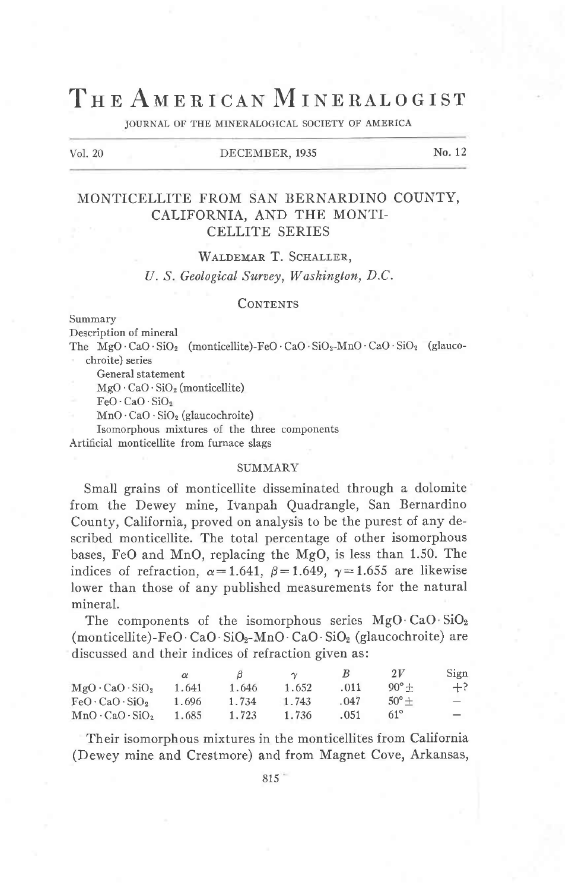# THE AMERICAN MINERALOGIST

JOURNAL OF THE MINERALOGICAL SOCIETY OF AMERICA

Vol. 20 DECEMBER, 1935 No. 12

## MONTICELLITE FROM SAN BERNARDINO COUNTY, CALIFORNIA, AND THE MONTICELLITE SERIES

WALDEMAR T. SCHALLER,

*U. S. Geological Survey, Washington, D.C.*

### CONTENTS

Summary

Description of mineral

The $MgO \cdot CaO \cdot SiO_2$ (monticellite)-$FeO \cdot CaO \cdot SiO_2$-$MnO \cdot CaO \cdot SiO_2$ (glaucochroite) series

- General statement
- $MgO \cdot CaO \cdot SiO_2$ (monticellite)
- $FeO \cdot CaO \cdot SiO_2$
- $MnO \cdot CaO \cdot SiO_2$ (glaucochroite)
- Isomorphous mixtures of the three components

Artificial monticellite from furnace slags

### SUMMARY

Small grains of monticellite disseminated through a dolomite from the Dewey mine, Ivanpah Quadrangle, San Bernardino County, California, proved on analysis to be the purest of any described monticellite. The total percentage of other isomorphous bases, FeO and MnO, replacing the MgO, is less than 1.50. The indices of refraction, $\alpha = 1.641$, $\beta = 1.649$, $\gamma = 1.655$ are likewise lower than those of any published measurements for the natural mineral.

The components of the isomorphous series $MgO \cdot CaO \cdot SiO_2$ (monticellite)-$FeO \cdot CaO \cdot SiO_2$-$MnO \cdot CaO \cdot SiO_2$ (glaucochroite) are discussed and their indices of refraction given as:

| | $\alpha$ | $\beta$ | $\gamma$ | $B$ | $2V$ | Sign |
|---|---|---|---|---|---|---|
| $MgO \cdot CaO \cdot SiO_2$ | 1.641 | 1.646 | 1.652 | .011 | 90°± | +? |
| $FeO \cdot CaO \cdot SiO_2$ | 1.696 | 1.734 | 1.743 | .047 | 50°± | − |
| $MnO \cdot CaO \cdot SiO_2$ | 1.685 | 1.723 | 1.736 | .051 | 61° | − |

Their isomorphous mixtures in the monticellites from California (Dewey mine and Crestmore) and from Magnet Cove, Arkansas,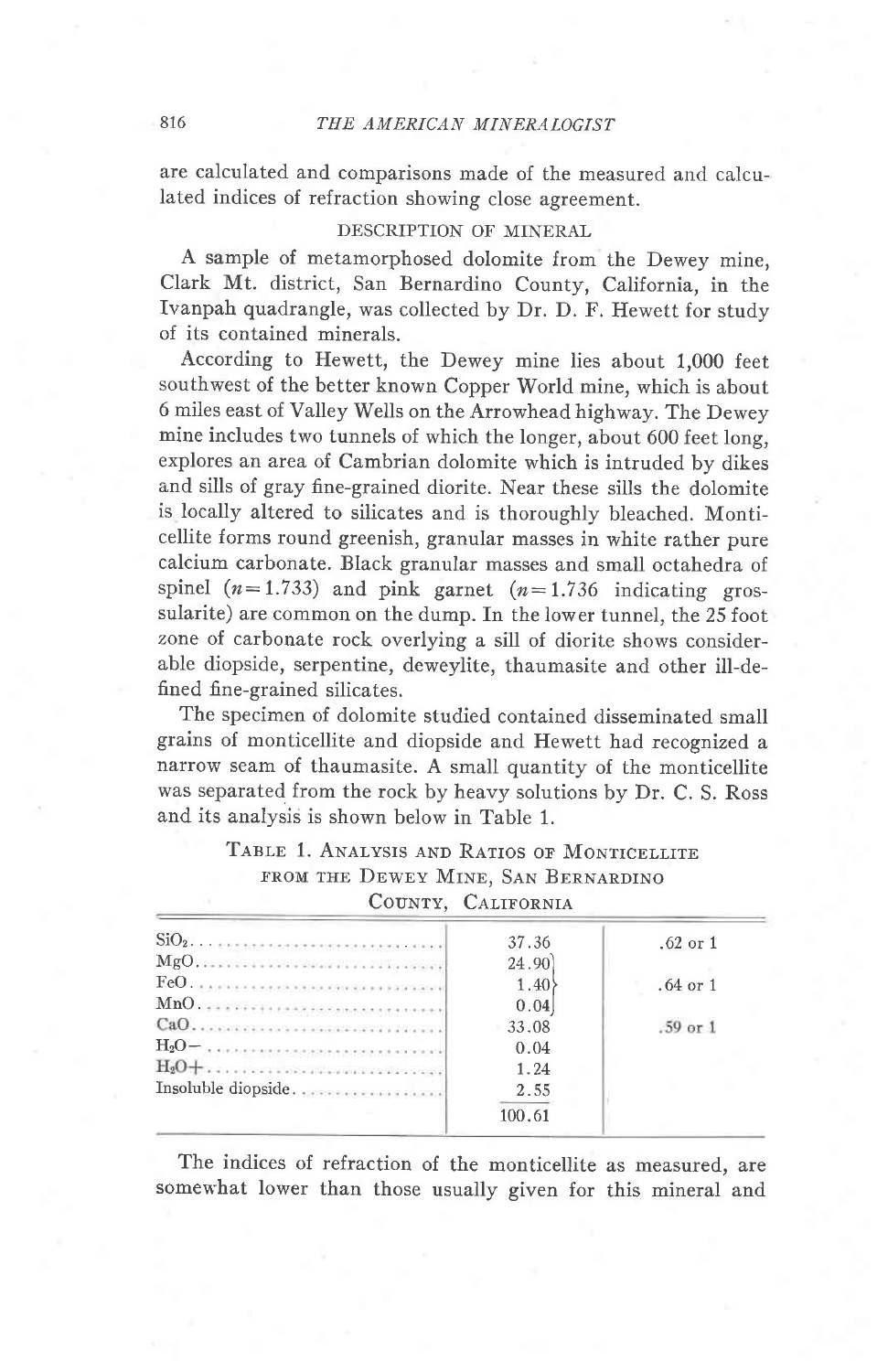are calculated and comparisons made of the measured and calculated indices of refraction showing close agreement.

## DESCRIPTION OF MINERAL

A sample of metamorphosed dolomite from the Dewey mine, Clark Mt. district, San Bernardino County, California, in the Ivanpah quadrangle, was collected by Dr. D. F. Hewett for study of its contained minerals.

According to Hewett, the Dewey mine lies about 1,000 feet southwest of the better known Copper World mine, which is about 6 miles east of Valley Wells on the Arrowhead highway. The Dewey mine includes two tunnels of which the longer, about 600 feet long, explores an area of Cambrian dolomite which is intruded by dikes and sills of gray fine-grained diorite. Near these sills the dolomite is locally altered to silicates and is thoroughly bleached. Monticellite forms round greenish, granular masses in white rather pure calcium carbonate. Black granular masses and small octahedra of spinel ($n=1.733$) and pink garnet ($n=1.736$ indicating grossularite) are common on the dump. In the lower tunnel, the 25 foot zone of carbonate rock overlying a sill of diorite shows considerable diopside, serpentine, deweylite, thaumasite and other ill-defined fine-grained silicates.

The specimen of dolomite studied contained disseminated small grains of monticellite and diopside and Hewett had recognized a narrow seam of thaumasite. A small quantity of the monticellite was separated from the rock by heavy solutions by Dr. C. S. Ross and its analysis is shown below in Table 1.

TABLE 1. ANALYSIS AND RATIOS OF MONTICELLITE FROM THE DEWEY MINE, SAN BERNARDINO COUNTY, CALIFORNIA

| | | |
|---|---|---|
| $SiO_2$ | 37.36 | .62 or 1 |
| MgO | 24.90 | |
| FeO | 1.40 | .64 or 1 |
| MnO | 0.04 | |
| CaO | 33.08 | .59 or 1 |
| $H_2O-$ | 0.04 | |
| $H_2O+$ | 1.24 | |
| Insoluble diopside | 2.55 | |
| | 100.61 | |

The indices of refraction of the monticellite as measured, are somewhat lower than those usually given for this mineral and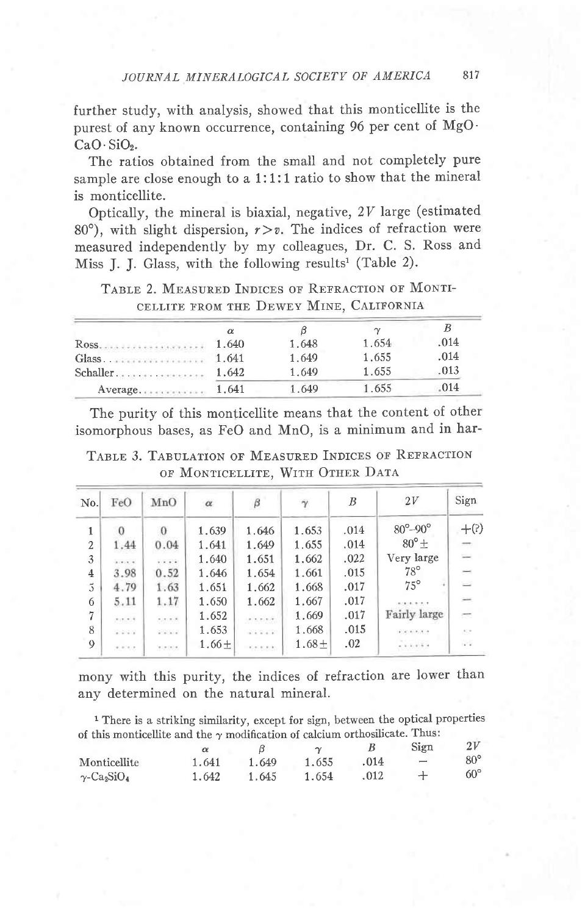further study, with analysis, showed that this monticellite is the purest of any known occurrence, containing 96 per cent of $MgO \cdot CaO \cdot SiO_2$.

The ratios obtained from the small and not completely pure sample are close enough to a 1:1:1 ratio to show that the mineral is monticellite.

Optically, the mineral is biaxial, negative, $2V$ large (estimated 80°), with slight dispersion, $r>v$. The indices of refraction were measured independently by my colleagues, Dr. C. S. Ross and Miss J. J. Glass, with the following results[1] (Table 2).

TABLE 2. MEASURED INDICES OF REFRACTION OF MONTICELLITE FROM THE DEWEY MINE, CALIFORNIA

| | $\alpha$ | $\beta$ | $\gamma$ | $B$ |
|---|---|---|---|---|
| Ross | 1.640 | 1.648 | 1.654 | .014 |
| Glass | 1.641 | 1.649 | 1.655 | .014 |
| Schaller | 1.642 | 1.649 | 1.655 | .013 |
| Average | 1.641 | 1.649 | 1.655 | .014 |

The purity of this monticellite means that the content of other isomorphous bases, as FeO and MnO, is a minimum and in harmony with this purity, the indices of refraction are lower than any determined on the natural mineral.

TABLE 3. TABULATION OF MEASURED INDICES OF REFRACTION OF MONTICELLITE, WITH OTHER DATA

| No. | FeO | MnO | $\alpha$ | $\beta$ | $\gamma$ | $B$ | $2V$ | Sign |
|---|---|---|---|---|---|---|---|---|
| 1 | 0 | 0 | 1.639 | 1.646 | 1.653 | .014 | 80°–90° | +(?) |
| 2 | 1.44 | 0.04 | 1.641 | 1.649 | 1.655 | .014 | 80°± | − |
| 3 | .... | .... | 1.640 | 1.651 | 1.662 | .022 | Very large | − |
| 4 | 3.98 | 0.52 | 1.646 | 1.654 | 1.661 | .015 | 78° | − |
| 5 | 4.79 | 1.63 | 1.651 | 1.662 | 1.668 | .017 | 75° | − |
| 6 | 5.11 | 1.17 | 1.650 | 1.662 | 1.667 | .017 | ...... | − |
| 7 | .... | .... | 1.652 | ..... | 1.669 | .017 | Fairly large | − |
| 8 | .... | .... | 1.653 | ..... | 1.668 | .015 | ...... | .. |
| 9 | .... | .... | 1.66± | ..... | 1.68± | .02 | ...... | .. |

[1] There is a striking similarity, except for sign, between the optical properties of this monticellite and the $\gamma$ modification of calcium orthosilicate. Thus:

| | $\alpha$ | $\beta$ | $\gamma$ | $B$ | Sign | $2V$ |
|---|---|---|---|---|---|---|
| Monticellite | 1.641 | 1.649 | 1.655 | .014 | − | 80° |
| $\gamma$-$Ca_2SiO_4$ | 1.642 | 1.645 | 1.654 | .012 | + | 60° |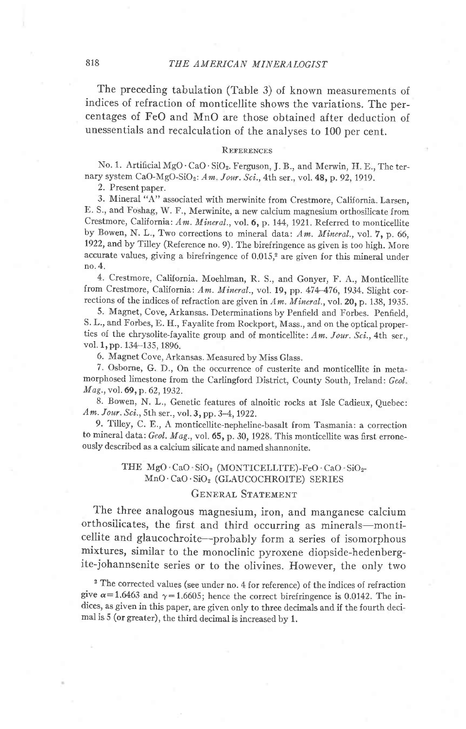The preceding tabulation (Table 3) of known measurements of indices of refraction of monticellite shows the variations. The percentages of FeO and MnO are those obtained after deduction of unessentials and recalculation of the analyses to 100 per cent.

### References

No. 1. Artificial $MgO \cdot CaO \cdot SiO_2$. Ferguson, J. B., and Merwin, H. E., The ternary system $CaO$-$MgO$-$SiO_2$: *Am. Jour. Sci.*, 4th ser., vol. **48**, p. 92, 1919.

2. Present paper.

3. Mineral "A" associated with merwinite from Crestmore, California. Larsen, E. S., and Foshag, W. F., Merwinite, a new calcium magnesium orthosilicate from Crestmore, California: *Am. Mineral.*, vol. **6**, p. 144, 1921. Referred to monticellite by Bowen, N. L., Two corrections to mineral data: *Am. Mineral.*, vol. **7**, p. 66, 1922, and by Tilley (Reference no. 9). The birefringence as given is too high. More accurate values, giving a birefringence of 0.015,[2] are given for this mineral under no. 4.

4. Crestmore, California. Moehlman, R. S., and Gonyer, F. A., Monticellite from Crestmore, California: *Am. Mineral.*, vol. **19**, pp. 474–476, 1934. Slight corrections of the indices of refraction are given in *Am. Mineral.*, vol. **20**, p. 138, 1935.

5. Magnet, Cove, Arkansas. Determinations by Penfield and Forbes. Penfield, S. L., and Forbes, E. H., Fayalite from Rockport, Mass., and on the optical properties of the chrysolite-fayalite group and of monticellite: *Am. Jour. Sci.*, 4th ser., vol. **1**, pp. 134–135, 1896.

6. Magnet Cove, Arkansas. Measured by Miss Glass.

7. Osborne, G. D., On the occurrence of custerite and monticellite in metamorphosed limestone from the Carlingford District, County South, Ireland: *Geol. Mag.*, vol. **69**, p. 62, 1932.

8. Bowen, N. L., Genetic features of alnoitic rocks at Isle Cadieux, Quebec: *Am. Jour. Sci.*, 5th ser., vol. **3**, pp. 3–4, 1922.

9. Tilley, C. E., A monticellite-nepheline-basalt from Tasmania: a correction to mineral data: *Geol. Mag.*, vol. **65**, p. 30, 1928. This monticellite was first erroneously described as a calcium silicate and named shannonite.

## THE $MgO \cdot CaO \cdot SiO_2$ (MONTICELLITE)-$FeO \cdot CaO \cdot SiO_2$-$MnO \cdot CaO \cdot SiO_2$ (GLAUCOCHROITE) SERIES

### General Statement

The three analogous magnesium, iron, and manganese calcium orthosilicates, the first and third occurring as minerals—monticellite and glaucochroite—probably form a series of isomorphous mixtures, similar to the monoclinic pyroxene diopside-hedenbergite-johannsenite series or to the olivines. However, the only two

[2] The corrected values (see under no. 4 for reference) of the indices of refraction give $\alpha = 1.6463$ and $\gamma = 1.6605$; hence the correct birefringence is 0.0142. The indices, as given in this paper, are given only to three decimals and if the fourth decimal is 5 (or greater), the third decimal is increased by 1.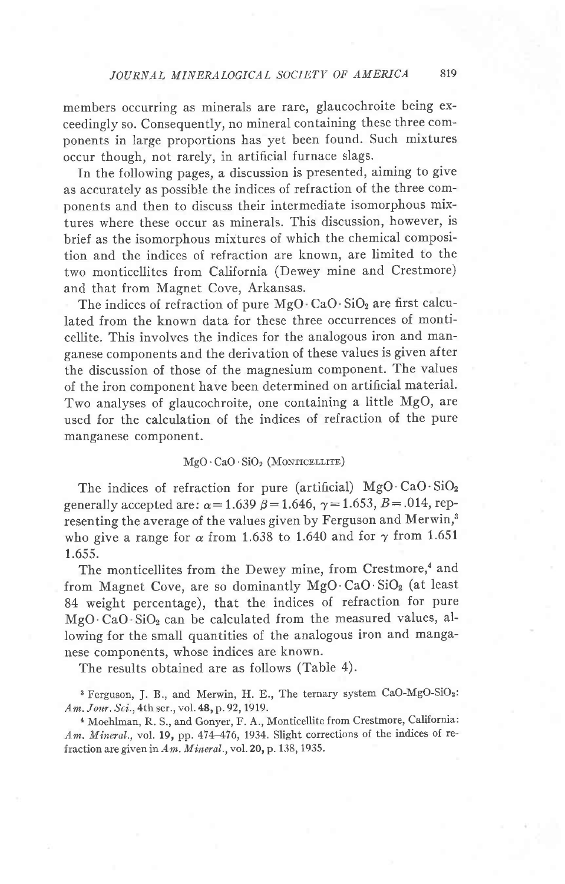members occurring as minerals are rare, glaucochroite being exceedingly so. Consequently, no mineral containing these three components in large proportions has yet been found. Such mixtures occur though, not rarely, in artificial furnace slags.

In the following pages, a discussion is presented, aiming to give as accurately as possible the indices of refraction of the three components and then to discuss their intermediate isomorphous mixtures where these occur as minerals. This discussion, however, is brief as the isomorphous mixtures of which the chemical composition and the indices of refraction are known, are limited to the two monticellites from California (Dewey mine and Crestmore) and that from Magnet Cove, Arkansas.

The indices of refraction of pure $MgO \cdot CaO \cdot SiO_2$ are first calculated from the known data for these three occurrences of monticellite. This involves the indices for the analogous iron and manganese components and the derivation of these values is given after the discussion of those of the magnesium component. The values of the iron component have been determined on artificial material. Two analyses of glaucochroite, one containing a little MgO, are used for the calculation of the indices of refraction of the pure manganese component.

### $MgO \cdot CaO \cdot SiO_2$ (Monticellite)

The indices of refraction for pure (artificial) $MgO \cdot CaO \cdot SiO_2$ generally accepted are: $\alpha = 1.639$ $\beta = 1.646$, $\gamma = 1.653$, $B = .014$, representing the average of the values given by Ferguson and Merwin,[3] who give a range for $\alpha$ from 1.638 to 1.640 and for $\gamma$ from 1.651 1.655.

The monticellites from the Dewey mine, from Crestmore,[4] and from Magnet Cove, are so dominantly $MgO \cdot CaO \cdot SiO_2$ (at least 84 weight percentage), that the indices of refraction for pure $MgO \cdot CaO \cdot SiO_2$ can be calculated from the measured values, allowing for the small quantities of the analogous iron and manganese components, whose indices are known.

The results obtained are as follows (Table 4).

[3] Ferguson, J. B., and Merwin, H. E., The ternary system $CaO$-$MgO$-$SiO_2$: *Am. Jour. Sci.*, 4th ser., vol. **48**, p. 92, 1919.

[4] Moehlman, R. S., and Gonyer, F. A., Monticellite from Crestmore, California: *Am. Mineral.*, vol. **19**, pp. 474–476, 1934. Slight corrections of the indices of refraction are given in *Am. Mineral.*, vol. **20**, p. 138, 1935.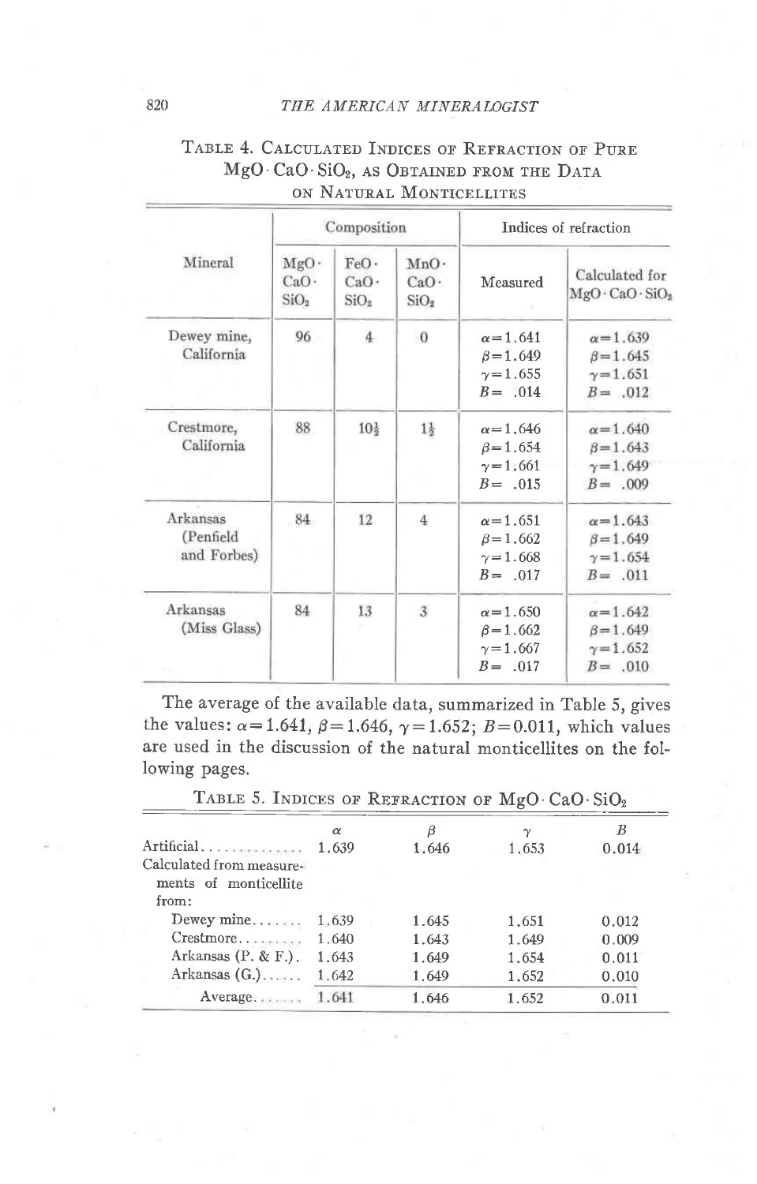TABLE 4. CALCULATED INDICES OF REFRACTION OF PURE $MgO \cdot CaO \cdot SiO_2$, AS OBTAINED FROM THE DATA ON NATURAL MONTICELLITES

| Mineral | Composition | | | Indices of refraction | |
|---|---|---|---|---|---|
| | $MgO \cdot CaO \cdot SiO_2$ | $FeO \cdot CaO \cdot SiO_2$ | $MnO \cdot CaO \cdot SiO_2$ | Measured | Calculated for $MgO \cdot CaO \cdot SiO_2$ |
| Dewey mine, California | 96 | 4 | 0 | $\alpha=1.641$<br>$\beta=1.649$<br>$\gamma=1.655$<br>$B=.014$ | $\alpha=1.639$<br>$\beta=1.645$<br>$\gamma=1.651$<br>$B=.012$ |
| Crestmore, California | 88 | $10\frac{1}{2}$ | $1\frac{1}{2}$ | $\alpha=1.646$<br>$\beta=1.654$<br>$\gamma=1.661$<br>$B=.015$ | $\alpha=1.640$<br>$\beta=1.643$<br>$\gamma=1.649$<br>$B=.009$ |
| Arkansas (Penfield and Forbes) | 84 | 12 | 4 | $\alpha=1.651$<br>$\beta=1.662$<br>$\gamma=1.668$<br>$B=.017$ | $\alpha=1.643$<br>$\beta=1.649$<br>$\gamma=1.654$<br>$B=.011$ |
| Arkansas (Miss Glass) | 84 | 13 | 3 | $\alpha=1.650$<br>$\beta=1.662$<br>$\gamma=1.667$<br>$B=.017$ | $\alpha=1.642$<br>$\beta=1.649$<br>$\gamma=1.652$<br>$B=.010$ |

The average of the available data, summarized in Table 5, gives the values: $\alpha=1.641$, $\beta=1.646$, $\gamma=1.652$; $B=0.011$, which values are used in the discussion of the natural monticellites on the following pages.

TABLE 5. INDICES OF REFRACTION OF $MgO \cdot CaO \cdot SiO_2$

| | $\alpha$ | $\beta$ | $\gamma$ | $B$ |
|---|---|---|---|---|
| Artificial | 1.639 | 1.646 | 1.653 | 0.014 |
| Calculated from measurements of monticellite from: | | | | |
| Dewey mine | 1.639 | 1.645 | 1.651 | 0.012 |
| Crestmore | 1.640 | 1.643 | 1.649 | 0.009 |
| Arkansas (P. & F.) | 1.643 | 1.649 | 1.654 | 0.011 |
| Arkansas (G.) | 1.642 | 1.649 | 1.652 | 0.010 |
| Average | 1.641 | 1.646 | 1.652 | 0.011 |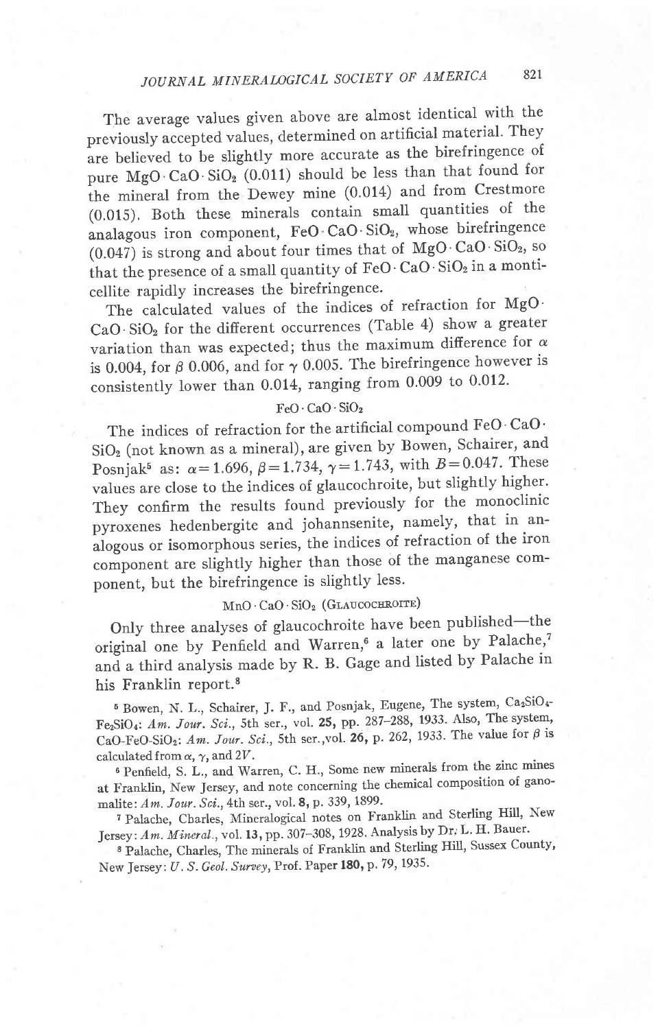The average values given above are almost identical with the previously accepted values, determined on artificial material. They are believed to be slightly more accurate as the birefringence of pure $MgO \cdot CaO \cdot SiO_2$ (0.011) should be less than that found for the mineral from the Dewey mine (0.014) and from Crestmore (0.015). Both these minerals contain small quantities of the analagous iron component, $FeO \cdot CaO \cdot SiO_2$, whose birefringence (0.047) is strong and about four times that of $MgO \cdot CaO \cdot SiO_2$, so that the presence of a small quantity of $FeO \cdot CaO \cdot SiO_2$ in a monticellite rapidly increases the birefringence.

The calculated values of the indices of refraction for $MgO \cdot CaO \cdot SiO_2$ for the different occurrences (Table 4) show a greater variation than was expected; thus the maximum difference for $\alpha$ is 0.004, for $\beta$ 0.006, and for $\gamma$ 0.005. The birefringence however is consistently lower than 0.014, ranging from 0.009 to 0.012.

### $FeO \cdot CaO \cdot SiO_2$

The indices of refraction for the artificial compound $FeO \cdot CaO \cdot SiO_2$ (not known as a mineral), are given by Bowen, Schairer, and Posnjak[5] as: $\alpha = 1.696$, $\beta = 1.734$, $\gamma = 1.743$, with $B = 0.047$. These values are close to the indices of glaucochroite, but slightly higher. They confirm the results found previously for the monoclinic pyroxenes hedenbergite and johannsenite, namely, that in analogous or isomorphous series, the indices of refraction of the iron component are slightly higher than those of the manganese component, but the birefringence is slightly less.

### $MnO \cdot CaO \cdot SiO_2$ (Glaucochroite)

Only three analyses of glaucochroite have been published—the original one by Penfield and Warren,[6] a later one by Palache,[7] and a third analysis made by R. B. Gage and listed by Palache in his Franklin report.[8]

[5] Bowen, N. L., Schairer, J. F., and Posnjak, Eugene, The system, $Ca_2SiO_4$-$Fe_2SiO_4$: *Am. Jour. Sci.*, 5th ser., vol. **25**, pp. 287–288, 1933. Also, The system, $CaO$-$FeO$-$SiO_2$: *Am. Jour. Sci.*, 5th ser., vol. **26**, p. 262, 1933. The value for $\beta$ is calculated from $\alpha$, $\gamma$, and $2V$.

[6] Penfield, S. L., and Warren, C. H., Some new minerals from the zinc mines at Franklin, New Jersey, and note concerning the chemical composition of ganomalite: *Am. Jour. Sci.*, 4th ser., vol. **8**, p. 339, 1899.

[7] Palache, Charles, Mineralogical notes on Franklin and Sterling Hill, New Jersey: *Am. Mineral.*, vol. **13**, pp. 307–308, 1928. Analysis by Dr. L. H. Bauer.

[8] Palache, Charles, The minerals of Franklin and Sterling Hill, Sussex County, New Jersey: *U. S. Geol. Survey*, Prof. Paper **180**, p. 79, 1935.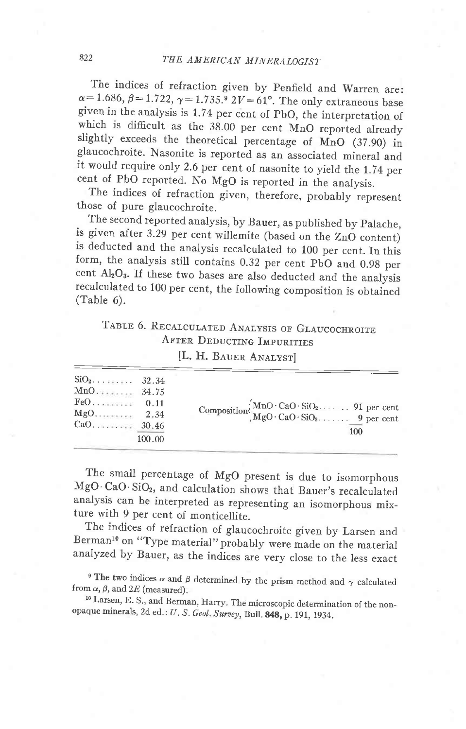The indices of refraction given by Penfield and Warren are: $\alpha = 1.686$, $\beta = 1.722$, $\gamma = 1.735$.[9] $2V = 61°$. The only extraneous base given in the analysis is 1.74 per cent of PbO, the interpretation of which is difficult as the 38.00 per cent MnO reported already slightly exceeds the theoretical percentage of MnO (37.90) in glaucochroite. Nasonite is reported as an associated mineral and it would require only 2.6 per cent of nasonite to yield the 1.74 per cent of PbO reported. No MgO is reported in the analysis.

The indices of refraction given, therefore, probably represent those of pure glaucochroite.

The second reported analysis, by Bauer, as published by Palache, is given after 3.29 per cent willemite (based on the ZnO content) is deducted and the analysis recalculated to 100 per cent. In this form, the analysis still contains 0.32 per cent PbO and 0.98 per cent $Al_2O_3$. If these two bases are also deducted and the analysis recalculated to 100 per cent, the following composition is obtained (Table 6).

TABLE 6. RECALCULATED ANALYSIS OF GLAUCOCHROITE AFTER DEDUCTING IMPURITIES

[L. H. BAUER ANALYST]

| | | | |
|---|---|---|---|
| $SiO_2$ | 32.34 | | |
| MnO | 34.75 | | |
| FeO | 0.11 | Composition: $MnO \cdot CaO \cdot SiO_2$ | 91 per cent |
| MgO | 2.34 | $MgO \cdot CaO \cdot SiO_2$ | 9 per cent |
| CaO | 30.46 | | 100 |
| | 100.00 | | |

The small percentage of MgO present is due to isomorphous $MgO \cdot CaO \cdot SiO_2$, and calculation shows that Bauer's recalculated analysis can be interpreted as representing an isomorphous mixture with 9 per cent of monticellite.

The indices of refraction of glaucochroite given by Larsen and Berman[10] on "Type material" probably were made on the material analyzed by Bauer, as the indices are very close to the less exact

[9] The two indices $\alpha$ and $\beta$ determined by the prism method and $\gamma$ calculated from $\alpha$, $\beta$, and $2E$ (measured).

[10] Larsen, E. S., and Berman, Harry. The microscopic determination of the nonopaque minerals, 2d ed.: *U. S. Geol. Survey*, Bull. **848**, p. 191, 1934.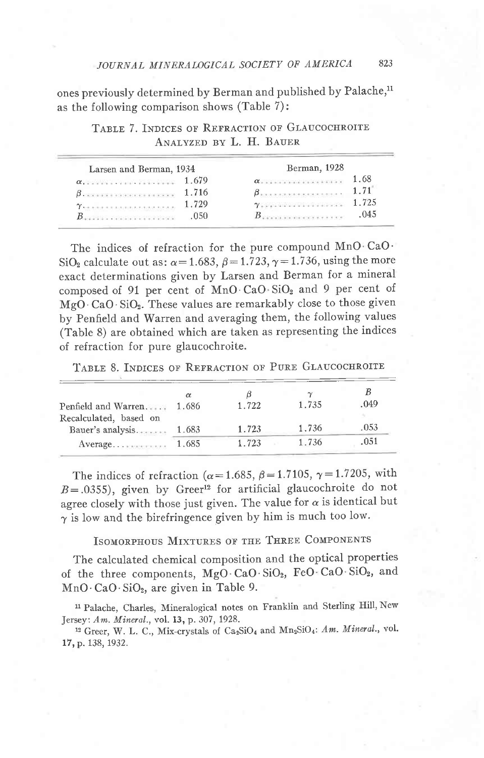ones previously determined by Berman and published by Palache,[11] as the following comparison shows (Table 7):

TABLE 7. INDICES OF REFRACTION OF GLAUCOCHROITE ANALYZED BY L. H. BAUER

| Larsen and Berman, 1934 | | Berman, 1928 | |
|---|---|---|---|
| $\alpha$ | 1.679 | $\alpha$ | 1.68 |
| $\beta$ | 1.716 | $\beta$ | 1.71 |
| $\gamma$ | 1.729 | $\gamma$ | 1.725 |
| $B$ | .050 | $B$ | .045 |

The indices of refraction for the pure compound $MnO \cdot CaO \cdot SiO_2$ calculate out as: $\alpha = 1.683$, $\beta = 1.723$, $\gamma = 1.736$, using the more exact determinations given by Larsen and Berman for a mineral composed of 91 per cent of $MnO \cdot CaO \cdot SiO_2$ and 9 per cent of $MgO \cdot CaO \cdot SiO_2$. These values are remarkably close to those given by Penfield and Warren and averaging them, the following values (Table 8) are obtained which are taken as representing the indices of refraction for pure glaucochroite.

TABLE 8. INDICES OF REFRACTION OF PURE GLAUCOCHROITE

| | $\alpha$ | $\beta$ | $\gamma$ | $B$ |
|---|---|---|---|---|
| Penfield and Warren | 1.686 | 1.722 | 1.735 | .049 |
| Recalculated, based on Bauer's analysis | 1.683 | 1.723 | 1.736 | .053 |
| Average | 1.685 | 1.723 | 1.736 | .051 |

The indices of refraction ($\alpha = 1.685$, $\beta = 1.7105$, $\gamma = 1.7205$, with $B = .0355$), given by Greer[12] for artificial glaucochroite do not agree closely with those just given. The value for $\alpha$ is identical but $\gamma$ is low and the birefringence given by him is much too low.

## ISOMORPHOUS MIXTURES OF THE THREE COMPONENTS

The calculated chemical composition and the optical properties of the three components, $MgO \cdot CaO \cdot SiO_2$, $FeO \cdot CaO \cdot SiO_2$, and $MnO \cdot CaO \cdot SiO_2$, are given in Table 9.

[11] Palache, Charles, Mineralogical notes on Franklin and Sterling Hill, New Jersey: *Am. Mineral.*, vol. **13**, p. 307, 1928.

[12] Greer, W. L. C., Mix-crystals of $Ca_2SiO_4$ and $Mn_2SiO_4$: *Am. Mineral.*, vol. **17**, p. 138, 1932.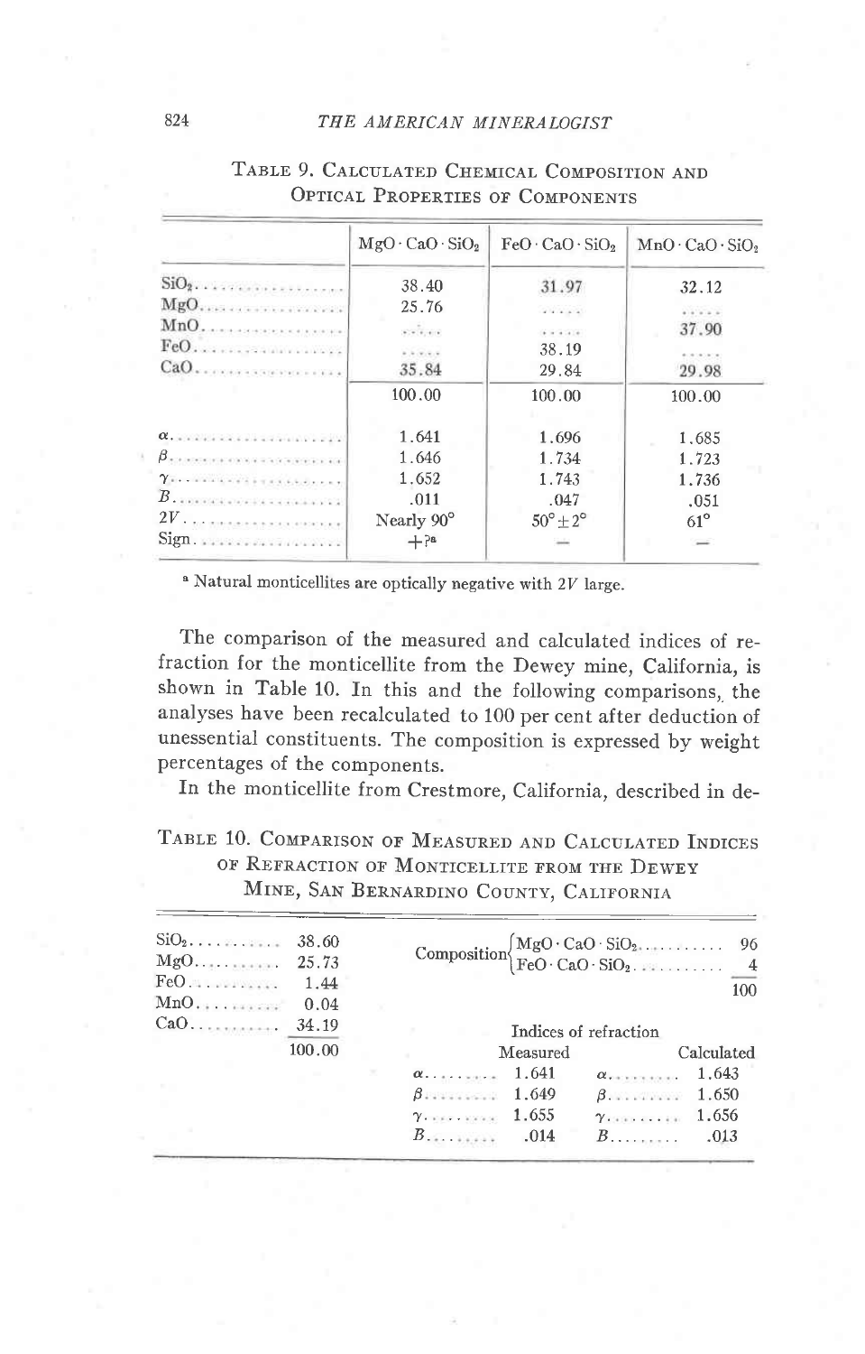Table 9. Calculated Chemical Composition and Optical Properties of Components

| | $MgO \cdot CaO \cdot SiO_2$ | $FeO \cdot CaO \cdot SiO_2$ | $MnO \cdot CaO \cdot SiO_2$ |
|---|---|---|---|
| $SiO_2$ | 38.40 | 31.97 | 32.12 |
| MgO | 25.76 | ..... | ..... |
| MnO | ..... | ..... | 37.90 |
| FeO | ..... | 38.19 | ..... |
| CaO | 35.84 | 29.84 | 29.98 |
| | 100.00 | 100.00 | 100.00 |
| $\alpha$ | 1.641 | 1.696 | 1.685 |
| $\beta$ | 1.646 | 1.734 | 1.723 |
| $\gamma$ | 1.652 | 1.743 | 1.736 |
| $B$ | .011 | .047 | .051 |
| $2V$ | Nearly 90° | 50°±2° | 61° |
| Sign | +?[a] | − | − |

[a] Natural monticellites are optically negative with $2V$ large.

The comparison of the measured and calculated indices of refraction for the monticellite from the Dewey mine, California, is shown in Table 10. In this and the following comparisons, the analyses have been recalculated to 100 per cent after deduction of unessential constituents. The composition is expressed by weight percentages of the components.

In the monticellite from Crestmore, California, described in de-

Table 10. Comparison of Measured and Calculated Indices of Refraction of Monticellite from the Dewey Mine, San Bardino County, California

| Oxide | Wt. % |
|---|---|
| $SiO_2$ | 38.60 |
| MgO | 25.73 |
| FeO | 1.44 |
| MnO | 0.04 |
| CaO | 34.19 |
| | 100.00 |

| Composition | |
|---|---|
| $MgO \cdot CaO \cdot SiO_2$ | 96 |
| $FeO \cdot CaO \cdot SiO_2$ | 4 |
| | 100 |

| Indices of refraction | Measured | Calculated |
|---|---|---|
| $\alpha$ | 1.641 | 1.643 |
| $\beta$ | 1.649 | 1.650 |
| $\gamma$ | 1.655 | 1.656 |
| $B$ | .014 | .013 |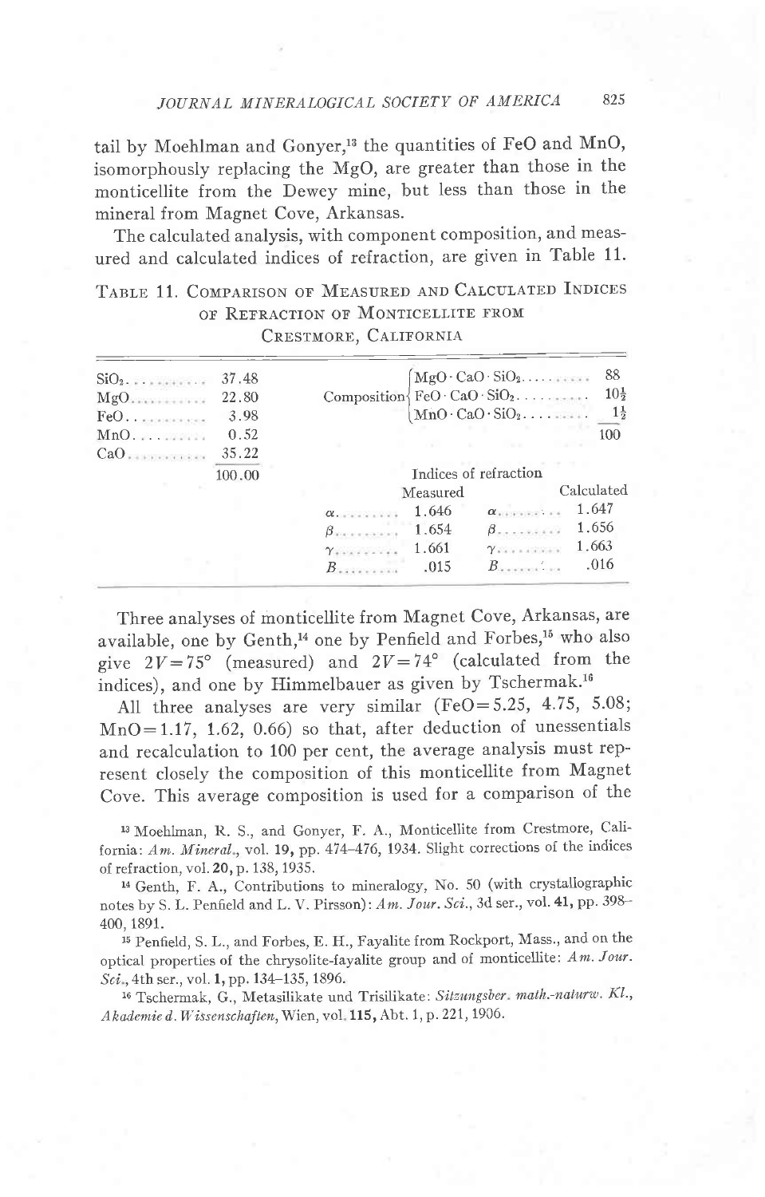tail by Moehlman and Gonyer,[13] the quantities of FeO and MnO, isomorphously replacing the MgO, are greater than those in the monticellite from the Dewey mine, but less than those in the mineral from Magnet Cove, Arkansas.

The calculated analysis, with component composition, and measured and calculated indices of refraction, are given in Table 11.

TABLE 11. COMPARISON OF MEASURED AND CALCULATED INDICES OF REFRACTION OF MONTICELLITE FROM CRESTMORE, CALIFORNIA

| Analysis | | Composition | |
|---|---|---|---|
| $SiO_2$ | 37.48 | $MgO\cdot CaO\cdot SiO_2$ | 88 |
| MgO | 22.80 | $FeO\cdot CaO\cdot SiO_2$ | $10\frac{1}{2}$ |
| FeO | 3.98 | $MnO\cdot CaO\cdot SiO_2$ | $1\frac{1}{2}$ |
| MnO | 0.52 | | 100 |
| CaO | 35.22 | | |
| | 100.00 | | |

| Indices of refraction | Measured | | Calculated |
|---|---|---|---|
| $\alpha$ | 1.646 | $\alpha$ | 1.647 |
| $\beta$ | 1.654 | $\beta$ | 1.656 |
| $\gamma$ | 1.661 | $\gamma$ | 1.663 |
| $B$ | .015 | $B$ | .016 |

Three analyses of monticellite from Magnet Cove, Arkansas, are available, one by Genth,[14] one by Penfield and Forbes,[15] who also give $2V=75°$ (measured) and $2V=74°$ (calculated from the indices), and one by Himmelbauer as given by Tschermak.[16]

All three analyses are very similar (FeO = 5.25, 4.75, 5.08; MnO = 1.17, 1.62, 0.66) so that, after deduction of unessentials and recalculation to 100 per cent, the average analysis must represent closely the composition of this monticellite from Magnet Cove. This average composition is used for a comparison of the

[13] Moehlman, R. S., and Gonyer, F. A., Monticellite from Crestmore, California: *Am. Mineral.*, vol. **19**, pp. 474–476, 1934. Slight corrections of the indices of refraction, vol. **20**, p. 138, 1935.

[14] Genth, F. A., Contributions to mineralogy, No. 50 (with crystallographic notes by S. L. Penfield and L. V. Pirsson): *Am. Jour. Sci.*, 3d ser., vol. **41**, pp. 398–400, 1891.

[15] Penfield, S. L., and Forbes, E. H., Fayalite from Rockport, Mass., and on the optical properties of the chrysolite-fayalite group and of monticellite: *Am. Jour. Sci.*, 4th ser., vol. **1**, pp. 134–135, 1896.

[16] Tschermak, G., Metasilikate und Trisilikate: *Sitzungsber. math.-naturw. Kl., Akademie d. Wissenschaften*, Wien, vol. **115**, Abt. 1, p. 221, 1906.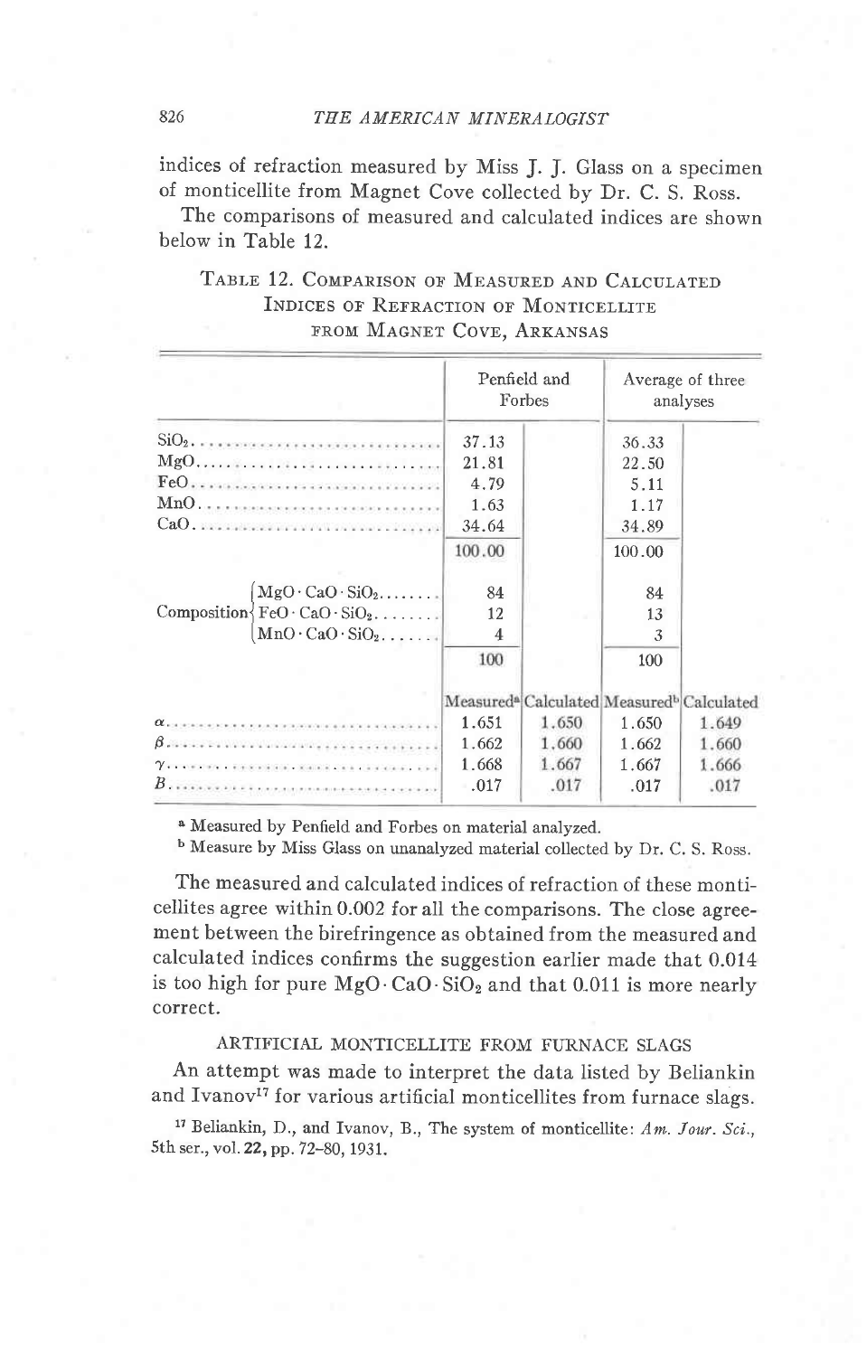indices of refraction measured by Miss J. J. Glass on a specimen of monticellite from Magnet Cove collected by Dr. C. S. Ross.

The comparisons of measured and calculated indices are shown below in Table 12.

TABLE 12. COMPARISON OF MEASURED AND CALCULATED INDICES OF REFRACTION OF MONTICELLITE FROM MAGNET COVE, ARKANSAS

| | Penfield and Forbes | | Average of three analyses | |
|---|---|---|---|---|
| $SiO_2$ | 37.13 | | 36.33 | |
| MgO | 21.81 | | 22.50 | |
| FeO | 4.79 | | 5.11 | |
| MnO | 1.63 | | 1.17 | |
| CaO | 34.64 | | 34.89 | |
| | 100.00 | | 100.00 | |
| Composition $MgO\cdot CaO\cdot SiO_2$ | 84 | | 84 | |
| Composition $FeO\cdot CaO\cdot SiO_2$ | 12 | | 13 | |
| Composition $MnO\cdot CaO\cdot SiO_2$ | 4 | | 3 | |
| | 100 | | 100 | |
| | Measured[a] | Calculated | Measured[b] | Calculated |
| $\alpha$ | 1.651 | 1.650 | 1.650 | 1.649 |
| $\beta$ | 1.662 | 1.660 | 1.662 | 1.660 |
| $\gamma$ | 1.668 | 1.667 | 1.667 | 1.666 |
| $B$ | .017 | .017 | .017 | .017 |

[a] Measured by Penfield and Forbes on material analyzed.

[b] Measure by Miss Glass on unanalyzed material collected by Dr. C. S. Ross.

The measured and calculated indices of refraction of these monticellites agree within 0.002 for all the comparisons. The close agreement between the birefringence as obtained from the measured and calculated indices confirms the suggestion earlier made that 0.014 is too high for pure $MgO\cdot CaO\cdot SiO_2$ and that 0.011 is more nearly correct.

## ARTIFICIAL MONTICELLITE FROM FURNACE SLAGS

An attempt was made to interpret the data listed by Beliankin and Ivanov[17] for various artificial monticellites from furnace slags.

[17] Beliankin, D., and Ivanov, B., The system of monticellite: *Am. Jour. Sci.*, 5th ser., vol. **22**, pp. 72–80, 1931.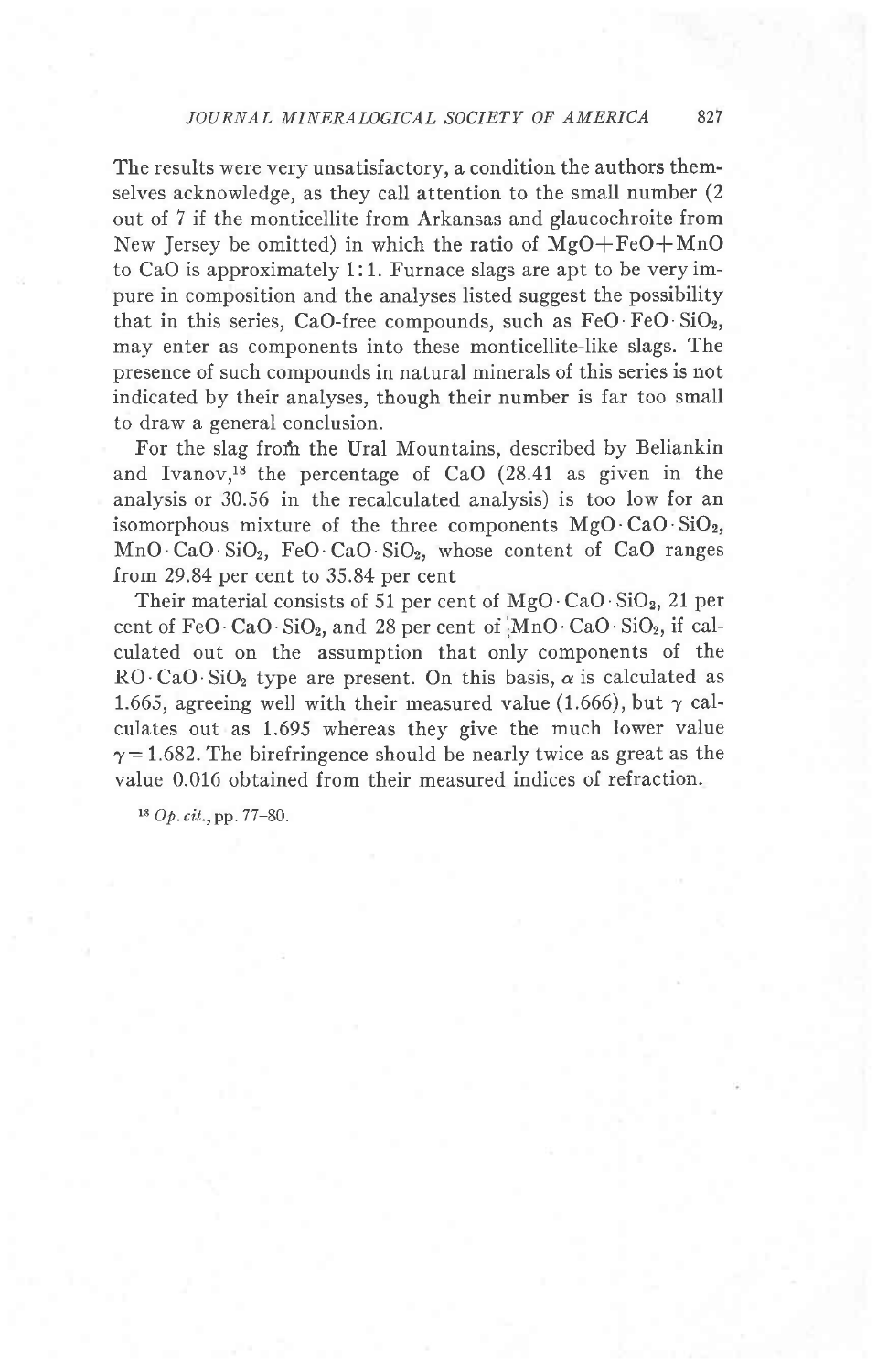The results were very unsatisfactory, a condition the authors themselves acknowledge, as they call attention to the small number (2 out of 7 if the monticellite from Arkansas and glaucochroite from New Jersey be omitted) in which the ratio of $MgO+FeO+MnO$ to $CaO$ is approximately 1:1. Furnace slags are apt to be very impure in composition and the analyses listed suggest the possibility that in this series, CaO-free compounds, such as $FeO \cdot FeO \cdot SiO_2$, may enter as components into these monticellite-like slags. The presence of such compounds in natural minerals of this series is not indicated by their analyses, though their number is far too small to draw a general conclusion.

For the slag from the Ural Mountains, described by Beliankin and Ivanov,[18] the percentage of CaO (28.41 as given in the analysis or 30.56 in the recalculated analysis) is too low for an isomorphous mixture of the three components $MgO \cdot CaO \cdot SiO_2$, $MnO \cdot CaO \cdot SiO_2$, $FeO \cdot CaO \cdot SiO_2$, whose content of CaO ranges from 29.84 per cent to 35.84 per cent

Their material consists of 51 per cent of $MgO \cdot CaO \cdot SiO_2$, 21 per cent of $FeO \cdot CaO \cdot SiO_2$, and 28 per cent of $MnO \cdot CaO \cdot SiO_2$, if calculated out on the assumption that only components of the $RO \cdot CaO \cdot SiO_2$ type are present. On this basis, $\alpha$ is calculated as 1.665, agreeing well with their measured value (1.666), but $\gamma$ calculates out as 1.695 whereas they give the much lower value $\gamma = 1.682$. The birefringence should be nearly twice as great as the value 0.016 obtained from their measured indices of refraction.

[18] *Op. cit.*, pp. 77–80.